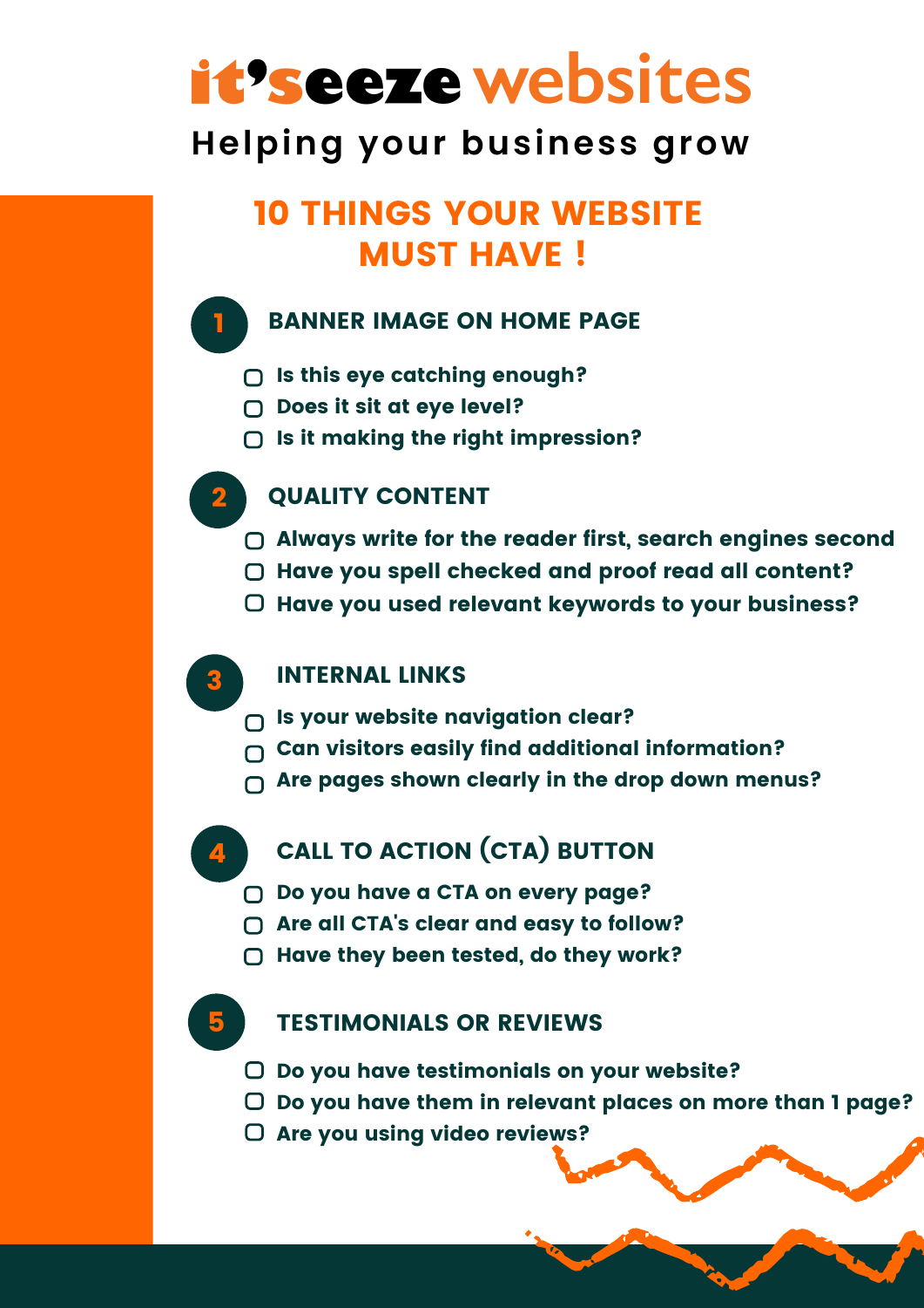# it'seeze websites

Helping your business grow

## 10 THINGS YOUR WEBSITE MUST HAVE !

### 1 BANNER IMAGE ON HOME PAGE

- [ ] Is this eye catching enough?
- [ ] Does it sit at eye level?
- [ ] Is it making the right impression?

### 2 QUALITY CONTENT

- [ ] Always write for the reader first, search engines second
- [ ] Have you spell checked and proof read all content?
- [ ] Have you used relevant keywords to your business?

### 3 INTERNAL LINKS

- [ ] Is your website navigation clear?
- [ ] Can visitors easily find additional information?
- [ ] Are pages shown clearly in the drop down menus?

### 4 CALL TO ACTION (CTA) BUTTON

- [ ] Do you have a CTA on every page?
- [ ] Are all CTA's clear and easy to follow?
- [ ] Have they been tested, do they work?

### 5 TESTIMONIALS OR REVIEWS

- [ ] Do you have testimonials on your website?
- [ ] Do you have them in relevant places on more than 1 page?
- [ ] Are you using video reviews?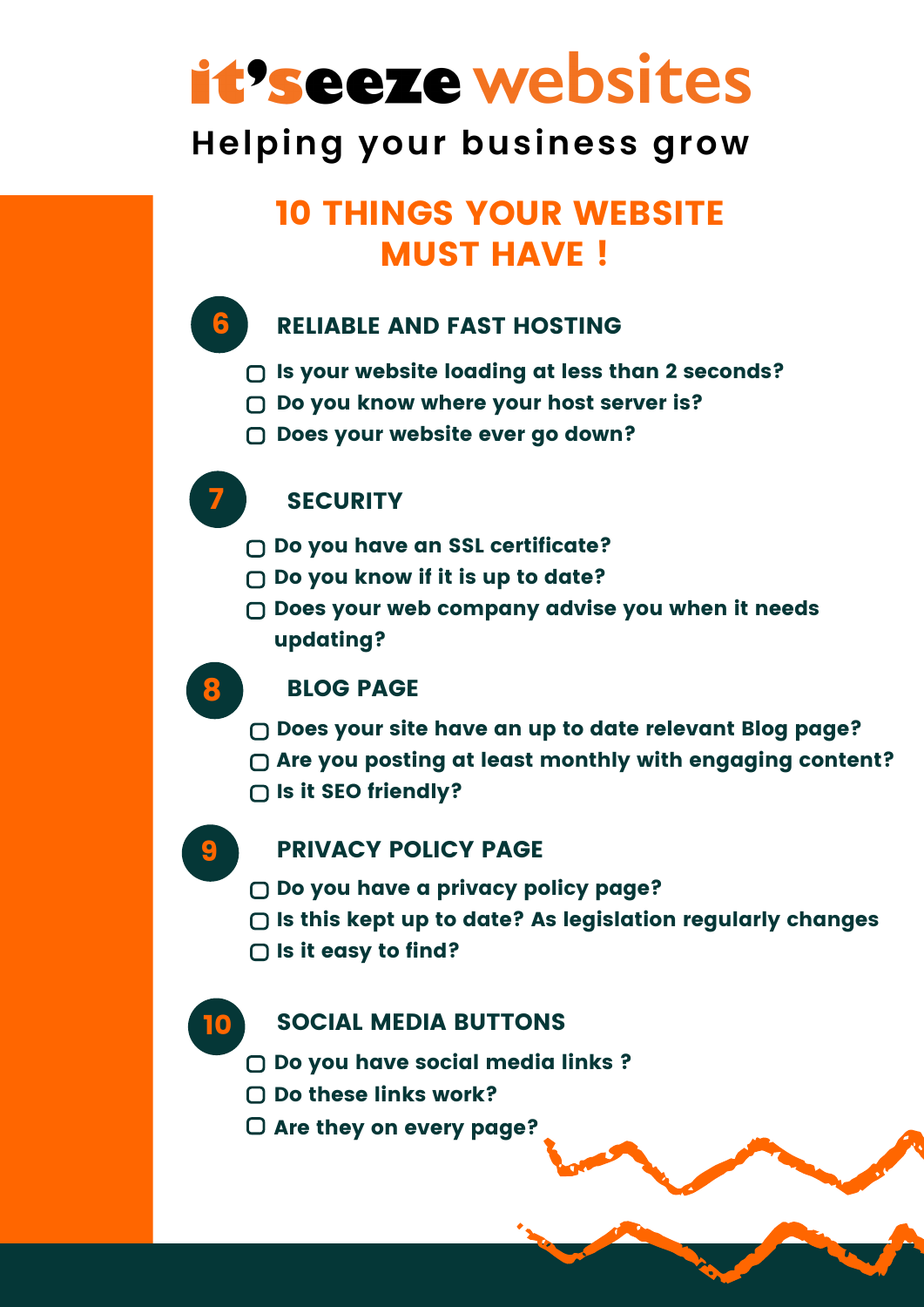# it'seeze websites

Helping your business grow

## 10 THINGS YOUR WEBSITE MUST HAVE !

### 6 RELIABLE AND FAST HOSTING

- ▢ Is your website loading at less than 2 seconds?
- ▢ Do you know where your host server is?
- ▢ Does your website ever go down?

### 7 SECURITY

- ▢ Do you have an SSL certificate?
- ▢ Do you know if it is up to date?
- ▢ Does your web company advise you when it needs updating?

### 8 BLOG PAGE

- ▢ Does your site have an up to date relevant Blog page?
- ▢ Are you posting at least monthly with engaging content?
- ▢ Is it SEO friendly?

### 9 PRIVACY POLICY PAGE

- ▢ Do you have a privacy policy page?
- ▢ Is this kept up to date? As legislation regularly changes
- ▢ Is it easy to find?

### 10 SOCIAL MEDIA BUTTONS

- ▢ Do you have social media links ?
- ▢ Do these links work?
- ▢ Are they on every page?